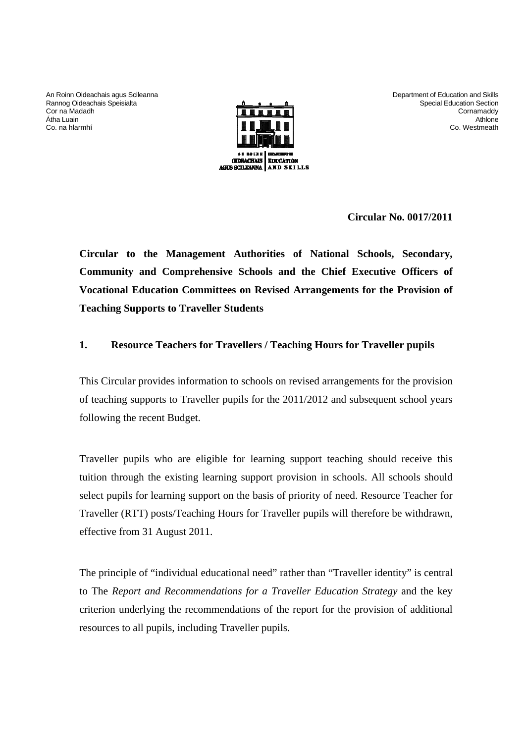An Roinn Oideachais agus Scileanna
Rannog Oideachais Speisialta
Cor na Madadh
Átha Luain
Co. na hIarmhí

Department of Education and Skills
Special Education Section
Cornamaddy
Athlone
Co. Westmeath

**Circular No. 0017/2011**

**Circular to the Management Authorities of National Schools, Secondary, Community and Comprehensive Schools and the Chief Executive Officers of Vocational Education Committees on Revised Arrangements for the Provision of Teaching Supports to Traveller Students**

## 1. Resource Teachers for Travellers / Teaching Hours for Traveller pupils

This Circular provides information to schools on revised arrangements for the provision of teaching supports to Traveller pupils for the 2011/2012 and subsequent school years following the recent Budget.

Traveller pupils who are eligible for learning support teaching should receive this tuition through the existing learning support provision in schools. All schools should select pupils for learning support on the basis of priority of need. Resource Teacher for Traveller (RTT) posts/Teaching Hours for Traveller pupils will therefore be withdrawn, effective from 31 August 2011.

The principle of "individual educational need" rather than "Traveller identity" is central to The *Report and Recommendations for a Traveller Education Strategy* and the key criterion underlying the recommendations of the report for the provision of additional resources to all pupils, including Traveller pupils.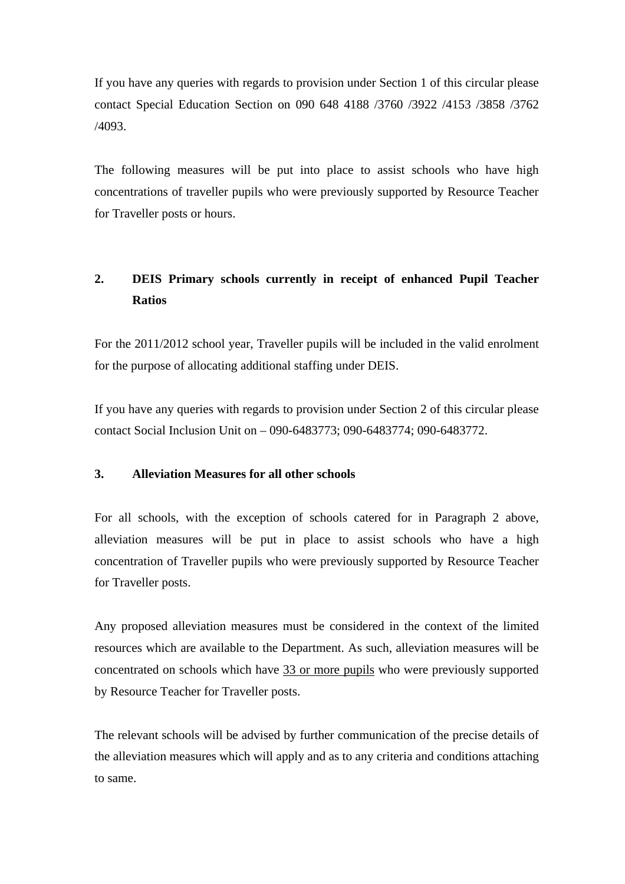If you have any queries with regards to provision under Section 1 of this circular please contact Special Education Section on 090 648 4188 /3760 /3922 /4153 /3858 /3762 /4093.

The following measures will be put into place to assist schools who have high concentrations of traveller pupils who were previously supported by Resource Teacher for Traveller posts or hours.

## 2. DEIS Primary schools currently in receipt of enhanced Pupil Teacher Ratios

For the 2011/2012 school year, Traveller pupils will be included in the valid enrolment for the purpose of allocating additional staffing under DEIS.

If you have any queries with regards to provision under Section 2 of this circular please contact Social Inclusion Unit on – 090-6483773; 090-6483774; 090-6483772.

## 3. Alleviation Measures for all other schools

For all schools, with the exception of schools catered for in Paragraph 2 above, alleviation measures will be put in place to assist schools who have a high concentration of Traveller pupils who were previously supported by Resource Teacher for Traveller posts.

Any proposed alleviation measures must be considered in the context of the limited resources which are available to the Department. As such, alleviation measures will be concentrated on schools which have <u>33 or more pupils</u> who were previously supported by Resource Teacher for Traveller posts.

The relevant schools will be advised by further communication of the precise details of the alleviation measures which will apply and as to any criteria and conditions attaching to same.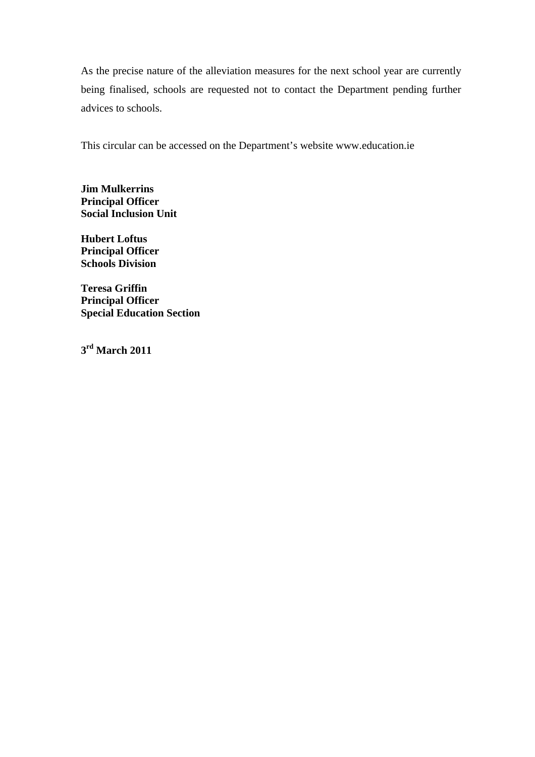As the precise nature of the alleviation measures for the next school year are currently being finalised, schools are requested not to contact the Department pending further advices to schools.

This circular can be accessed on the Department's website www.education.ie

**Jim Mulkerrins**
**Principal Officer**
**Social Inclusion Unit**

**Hubert Loftus**
**Principal Officer**
**Schools Division**

**Teresa Griffin**
**Principal Officer**
**Special Education Section**

**3rd March 2011**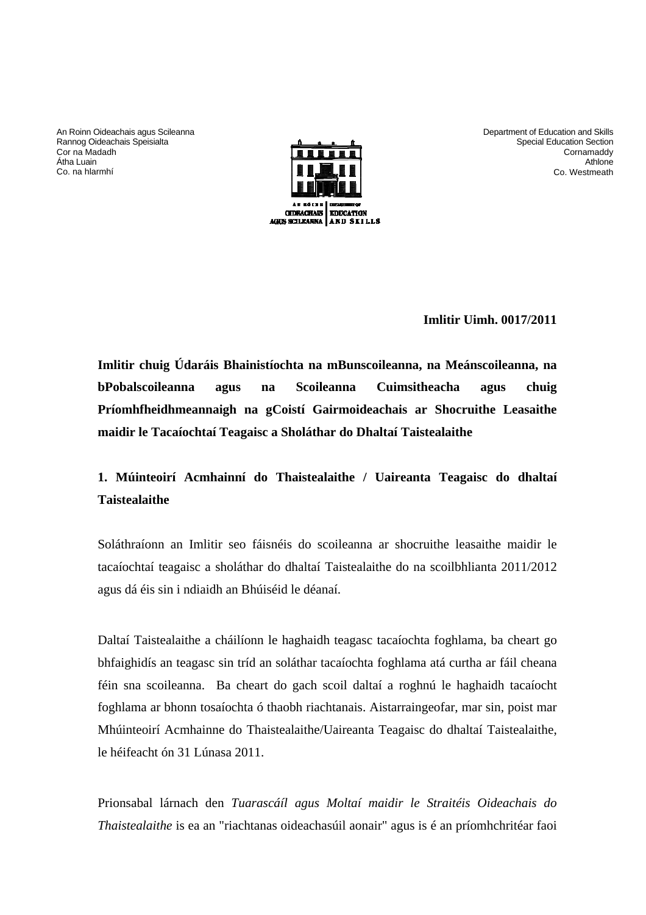An Roinn Oideachais agus Scileanna
Rannog Oideachais Speisialta
Cor na Madadh
Átha Luain
Co. na hIarmhí

Department of Education and Skills
Special Education Section
Cornamaddy
Athlone
Co. Westmeath

**Imlitir Uimh. 0017/2011**

**Imlitir chuig Údaráis Bhainistíochta na mBunscoileanna, na Meánscoileanna, na bPobalscoileanna agus na Scoileanna Cuimsitheacha agus chuig Príomhfheidhmeannaigh na gCoistí Gairmoideachais ar Shocruithe Leasaithe maidir le Tacaíochtaí Teagaisc a Sholáthar do Dhaltaí Taistealaithe**

## 1. Múinteoirí Acmhainní do Thaistealaithe / Uaireanta Teagaisc do dhaltaí Taistealaithe

Soláthraíonn an Imlitir seo fáisnéis do scoileanna ar shocruithe leasaithe maidir le tacaíochtaí teagaisc a sholáthar do dhaltaí Taistealaithe do na scoilbhlianta 2011/2012 agus dá éis sin i ndiaidh an Bhúiséid le déanaí.

Daltaí Taistealaithe a cháilíonn le haghaidh teagasc tacaíochta foghlama, ba cheart go bhfaighidís an teagasc sin tríd an soláthar tacaíochta foghlama atá curtha ar fáil cheana féin sna scoileanna. Ba cheart do gach scoil daltaí a roghnú le haghaidh tacaíocht foghlama ar bhonn tosaíochta ó thaobh riachtanais. Aistarraingeofar, mar sin, poist mar Mhúinteoirí Acmhainne do Thaistealaithe/Uaireanta Teagaisc do dhaltaí Taistealaithe, le héifeacht ón 31 Lúnasa 2011.

Prionsabal lárnach den *Tuarascáil agus Moltaí maidir le Straitéis Oideachais do Thaistealaithe* is ea an "riachtanas oideachasúil aonair" agus is é an príomhchritéar faoi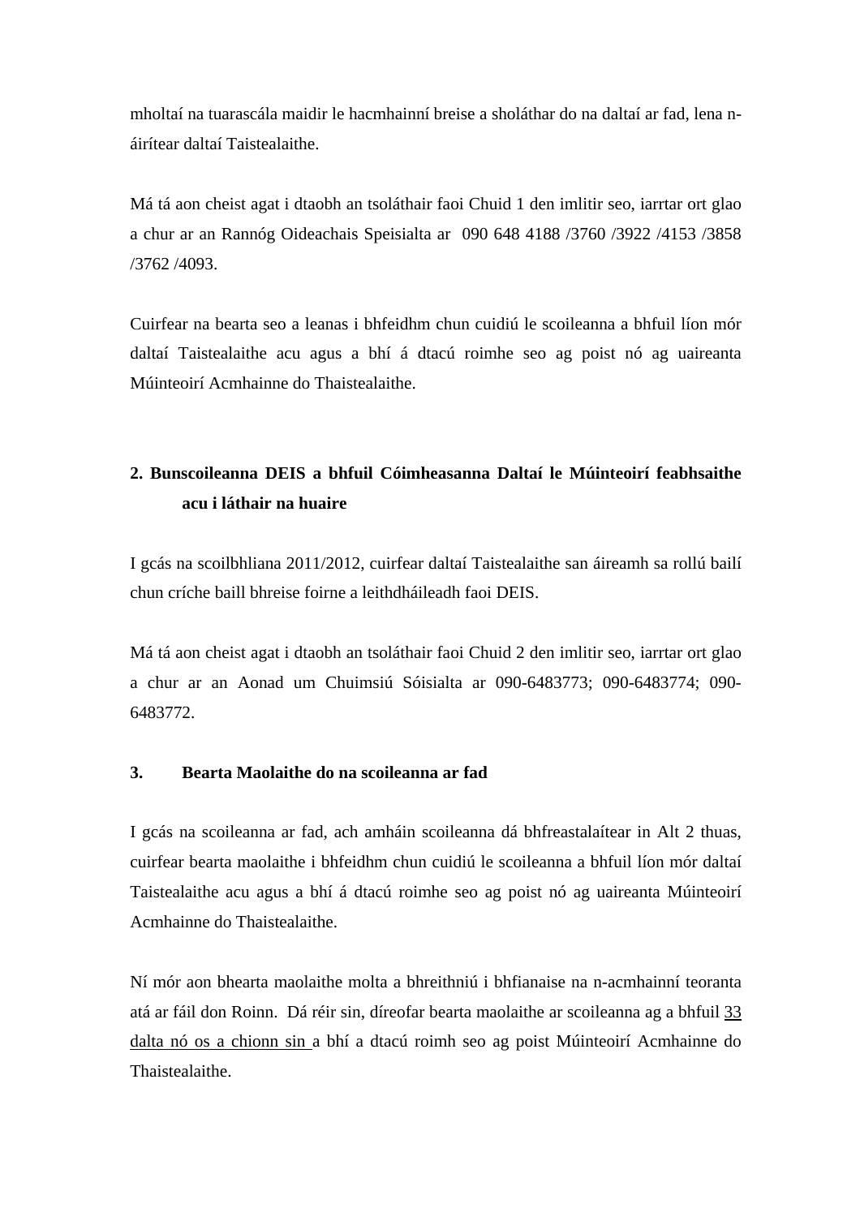mholtaí na tuarascála maidir le hacmhainní breise a sholáthar do na daltaí ar fad, lena n-áirítear daltaí Taistealaithe.

Má tá aon cheist agat i dtaobh an tsoláthair faoi Chuid 1 den imlitir seo, iarrtar ort glao a chur ar an Rannóg Oideachais Speisialta ar 090 648 4188 /3760 /3922 /4153 /3858 /3762 /4093.

Cuirfear na bearta seo a leanas i bhfeidhm chun cuidiú le scoileanna a bhfuil líon mór daltaí Taistealaithe acu agus a bhí á dtacú roimhe seo ag poist nó ag uaireanta Múinteoirí Acmhainne do Thaistealaithe.

## 2. Bunscoileanna DEIS a bhfuil Cóimheasanna Daltaí le Múinteoirí feabhsaithe acu i láthair na huaire

I gcás na scoilbhliana 2011/2012, cuirfear daltaí Taistealaithe san áireamh sa rollú bailí chun críche baill bhreise foirne a leithdháileadh faoi DEIS.

Má tá aon cheist agat i dtaobh an tsoláthair faoi Chuid 2 den imlitir seo, iarrtar ort glao a chur ar an Aonad um Chuimsiú Sóisialta ar 090-6483773; 090-6483774; 090-6483772.

## 3. Bearta Maolaithe do na scoileanna ar fad

I gcás na scoileanna ar fad, ach amháin scoileanna dá bhfreastalaítear in Alt 2 thuas, cuirfear bearta maolaithe i bhfeidhm chun cuidiú le scoileanna a bhfuil líon mór daltaí Taistealaithe acu agus a bhí á dtacú roimhe seo ag poist nó ag uaireanta Múinteoirí Acmhainne do Thaistealaithe.

Ní mór aon bhearta maolaithe molta a bhreithniú i bhfianaise na n-acmhainní teoranta atá ar fáil don Roinn. Dá réir sin, díreofar bearta maolaithe ar scoileanna ag a bhfuil 33 dalta nó os a chionn sin a bhí a dtacú roimh seo ag poist Múinteoirí Acmhainne do Thaistealaithe.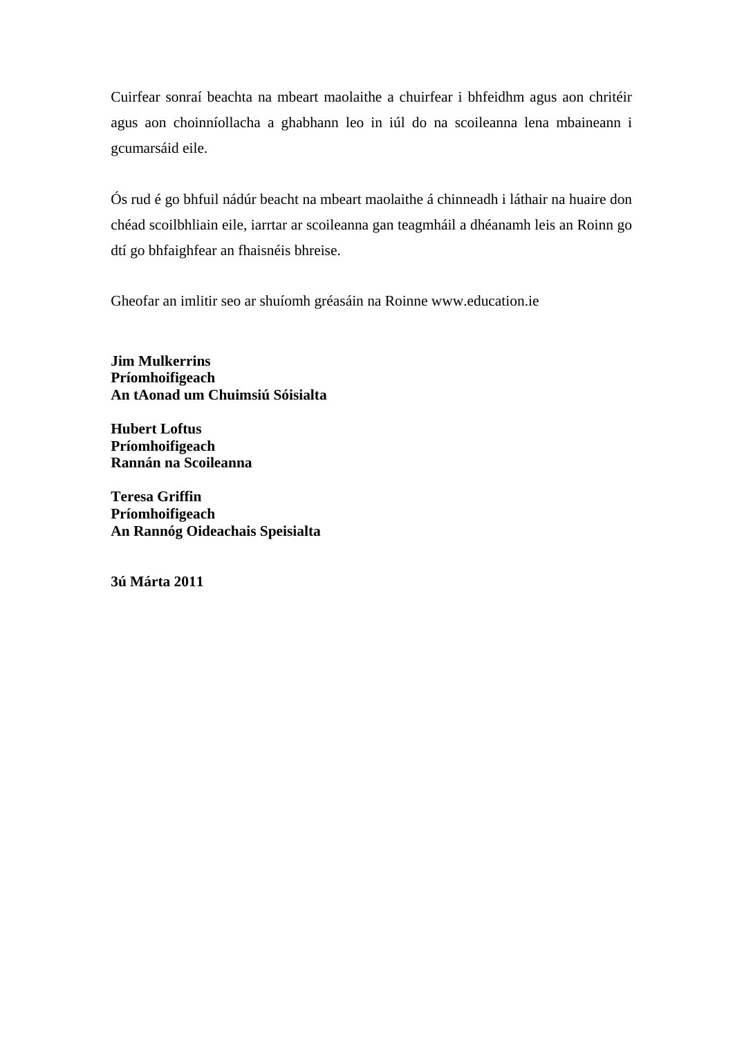Cuirfear sonraí beachta na mbeart maolaithe a chuirfear i bhfeidhm agus aon chritéir agus aon choinníollacha a ghabhann leo in iúl do na scoileanna lena mbaineann i gcumarsáid eile.

Ós rud é go bhfuil nádúr beacht na mbeart maolaithe á chinneadh i láthair na huaire don chéad scoilbhliain eile, iarrtar ar scoileanna gan teagmháil a dhéanamh leis an Roinn go dtí go bhfaighfear an fhaisnéis bhreise.

Gheofar an imlitir seo ar shuíomh gréasáin na Roinne www.education.ie

**Jim Mulkerrins**
**Príomhoifigeach**
**An tAonad um Chuimsiú Sóisialta**

**Hubert Loftus**
**Príomhoifigeach**
**Rannán na Scoileanna**

**Teresa Griffin**
**Príomhoifigeach**
**An Rannóg Oideachais Speisialta**

**3ú Márta 2011**